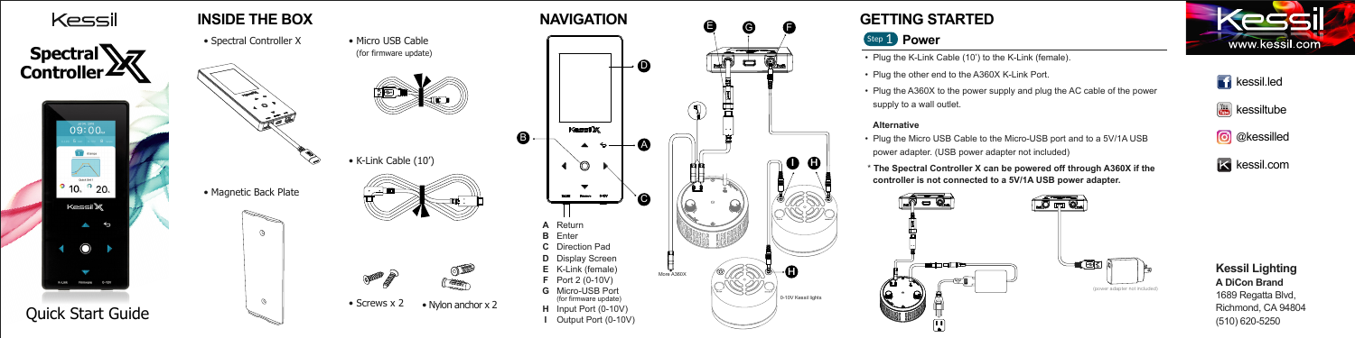# Kessil Spectral Controller X

Quick Start Guide

## INSIDE THE BOX

- Spectral Controller X
- Micro USB Cable (for firmware update)
- K-Link Cable (10')
- Magnetic Back Plate
- Screws x 2
- Nylon anchor x 2

## NAVIGATION

- **A** Return
- **B** Enter
- **C** Direction Pad
- **D** Display Screen
- **E** K-Link (female)
- **F** Port 2 (0-10V)
- **G** Micro-USB Port (for firmware update)
- **H** Input Port (0-10V)
- **I** Output Port (0-10V)

Micro A360X

0-10V Kessil lights

## GETTING STARTED

### Step 1 Power

- Plug the K-Link Cable (10') to the K-Link (female).
- Plug the other end to the A360X K-Link Port.
- Plug the A360X to the power supply and plug the AC cable of the power supply to a wall outlet.

**Alternative**

- Plug the Micro USB Cable to the Micro-USB port and to a 5V/1A USB power adapter. (USB power adapter not included)

\* **The Spectral Controller X can be powered off through A360X if the controller is not connected to a 5V/1A USB power adapter.**

(power adapter not included)

www.kessil.com

- kessil.led
- kessiltube
- @kessilled
- kessil.com

**Kessil Lighting**
**A DiCon Brand**
1689 Regatta Blvd,
Richmond, CA 94804
(510) 620-5250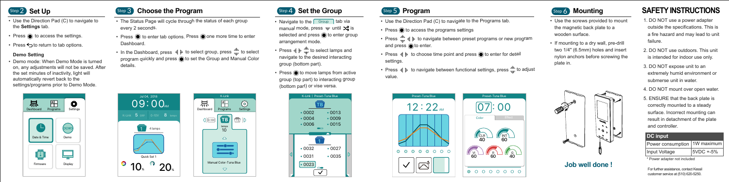## Step 2 Set Up

- Use the Direction Pad (C) to navigate to the **Settings** tab.
- Press ◉ to access the settings.
- Press ↩ to return to tab options.

**Demo Setting**

- Demo mode: When Demo Mode is turned on, any adjustments will not be saved. After the set minutes of inactivity, light will automatically revert back to the settings/programs prior to Demo Mode.

Dashboard
Programs
Settings
Date & Time
Demo
Firmware
Display

## Step 3 Choose the Program

- The Status Page will cycle through the status of each group every 2 seconds.
- Press ◉ to enter tab options. Press ◉ one more time to enter Dashboard.
- In the Dashboard, press ◁▷ to select group, press △▽ to select program quickly and press ◉ to set the Group and Manual Color details.

Jul 04, 2018
09:00AM
K-Link 5 GRP 0-10V 8 lamps
1 4 lamps
Quick Set 1
10% 20%

K-Link
Dashboard Programs Settings
0-10V TB lamps 10
Manual Color-Tuna Blue

## Step 4 Set the Group

- Navigate to the Group tab via manual mode, press ▽ until ✕ is selected and press ◉ to enter group arrangement mode.
- Press ◁▷ △▽ to select lamps and navigate to the desired interacting group (bottom part).
- Press ◉ to move lamps from active group (top part) to interacting group (bottom part) or vise versa.

K-Link | Preset-Tuna Blue
TB
• 0002 • 0013
• 0004 • 0009
• 0006 • 0015
1
• 0032 • 0027
• 0031 • 0035
• 0023

## Step 5 Program

- Use the Direction Pad (C) to navigate to the Programs tab.
- Press ◉ to access the programs settings
- Press △▽ ◁▷ to navigate between preset programs or new program and press ◉ to enter.
- Press ◁▷ to choose time point and press ◉ to enter for detail settings.
- Press ◁▷ to navigate between functional settings, press △▽ to adjust value.

Preset-Tuna Blue
12:22AM

Preset-Tuna Blue
07:00
Color Effect
CLR 40 INT 60
VI 60 R 60 G 40

## Step 6 Mounting

- Use the screws provided to mount the magnetic back plate to a wooden surface.
- If mounting to a dry wall, pre-drill two 1/4" (6.5mm) holes and insert nylon anchors before screwing the plate in.

**Job well done !**

# SAFETY INSTRUCTIONS

1. DO NOT use a power adapter outside the specifications. This is a fire hazard and may lead to unit failure.
2. DO NOT use outdoors. This unit is intended for indoor use only.
3. DO NOT expose unit to an extremely humid environment or submerse unit in water.
4. DO NOT mount over open water.
5. ENSURE that the back plate is correctly mounted to a steady surface. Incorrect mounting can result in detachment of the plate and controller.

| DC input | |
|---|---|
| Power consumption | 1W maximum |
| Input Voltage | 5VDC +-5% |

\* Power adapter not included

For further assistance, contact Kessil customer service at (510) 620-5250.